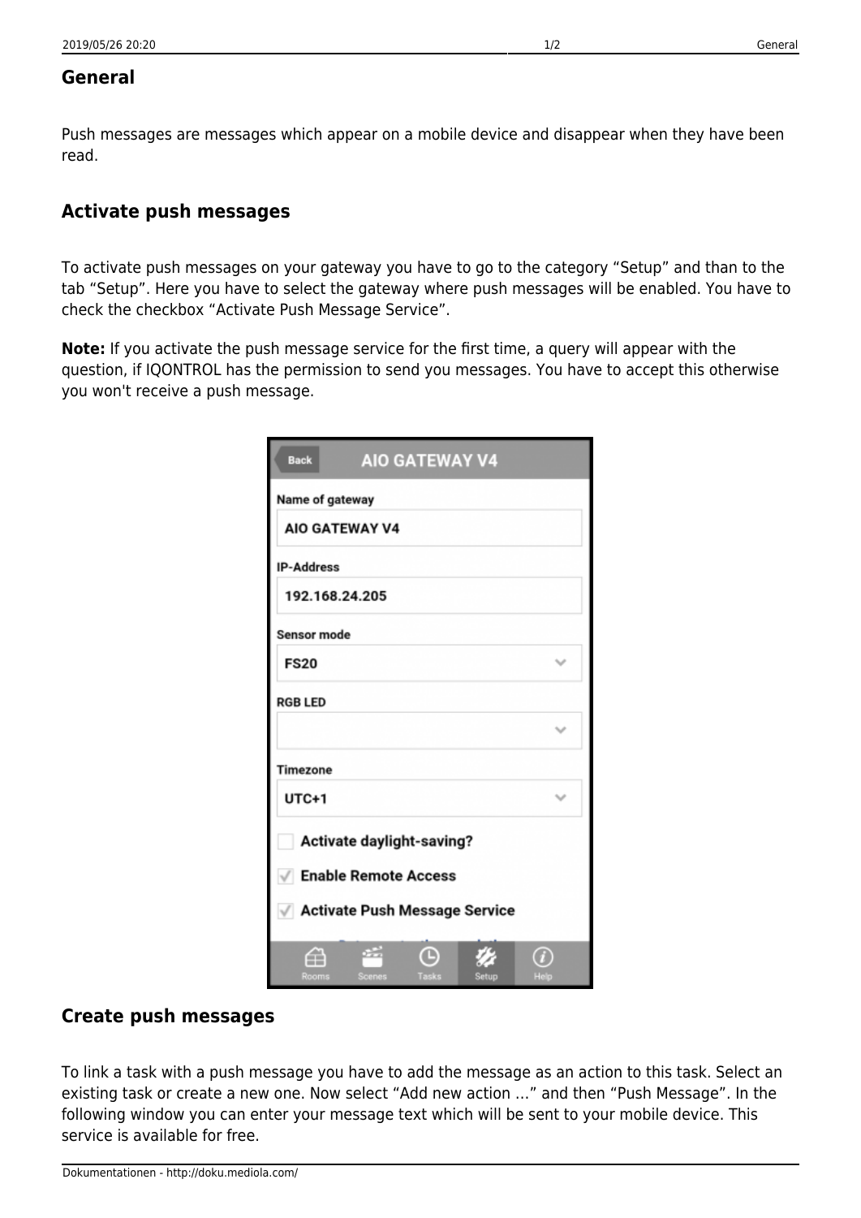# General

Push messages are messages which appear on a mobile device and disappear when they have been read.

## Activate push messages

To activate push messages on your gateway you have to go to the category “Setup” and than to the tab “Setup”. Here you have to select the gateway where push messages will be enabled. You have to check the checkbox “Activate Push Message Service”.

**Note:** If you activate the push message service for the first time, a query will appear with the question, if IQONTROL has the permission to send you messages. You have to accept this otherwise you won't receive a push message.

## Create push messages

To link a task with a push message you have to add the message as an action to this task. Select an existing task or create a new one. Now select “Add new action …” and then “Push Message”. In the following window you can enter your message text which will be sent to your mobile device. This service is available for free.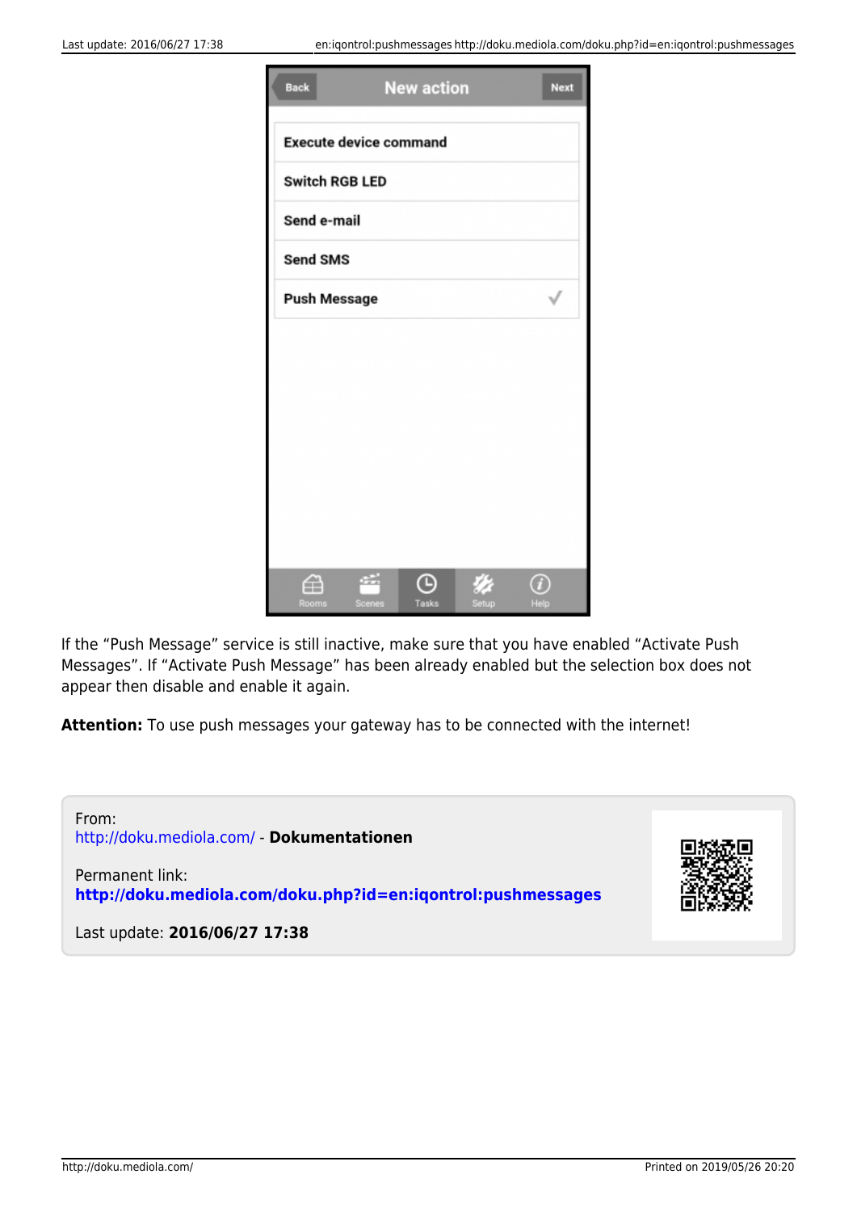If the “Push Message” service is still inactive, make sure that you have enabled “Activate Push Messages”. If “Activate Push Message” has been already enabled but the selection box does not appear then disable and enable it again.

**Attention:** To use push messages your gateway has to be connected with the internet!

From:
http://doku.mediola.com/ - **Dokumentationen**

Permanent link:
**http://doku.mediola.com/doku.php?id=en:iqontrol:pushmessages**

Last update: **2016/06/27 17:38**